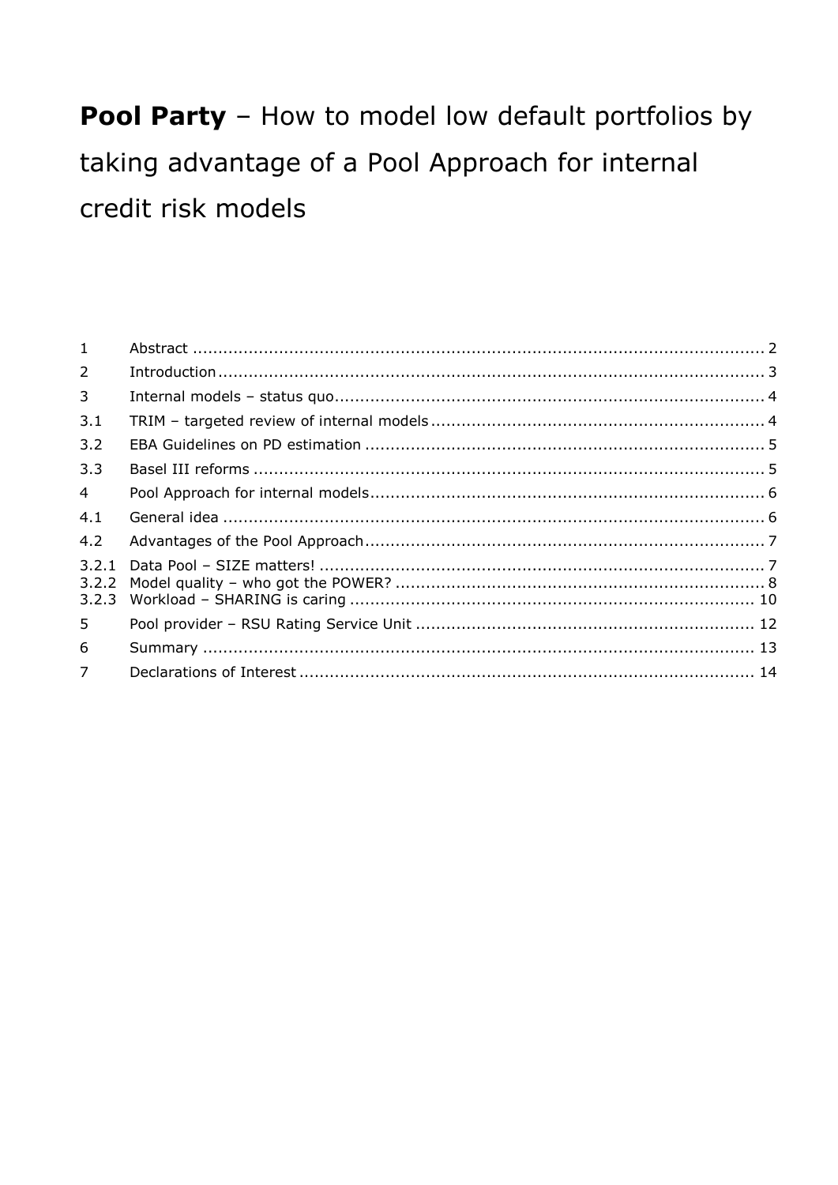# **Pool Party** – How to model low default portfolios by taking advantage of a Pool Approach for internal credit risk models

| | | |
|---|---|---|
| 1 | Abstract | 2 |
| 2 | Introduction | 3 |
| 3 | Internal models – status quo | 4 |
| 3.1 | TRIM – targeted review of internal models | 4 |
| 3.2 | EBA Guidelines on PD estimation | 5 |
| 3.3 | Basel III reforms | 5 |
| 4 | Pool Approach for internal models | 6 |
| 4.1 | General idea | 6 |
| 4.2 | Advantages of the Pool Approach | 7 |
| 3.2.1 | Data Pool – SIZE matters! | 7 |
| 3.2.2 | Model quality – who got the POWER? | 8 |
| 3.2.3 | Workload – SHARING is caring | 10 |
| 5 | Pool provider – RSU Rating Service Unit | 12 |
| 6 | Summary | 13 |
| 7 | Declarations of Interest | 14 |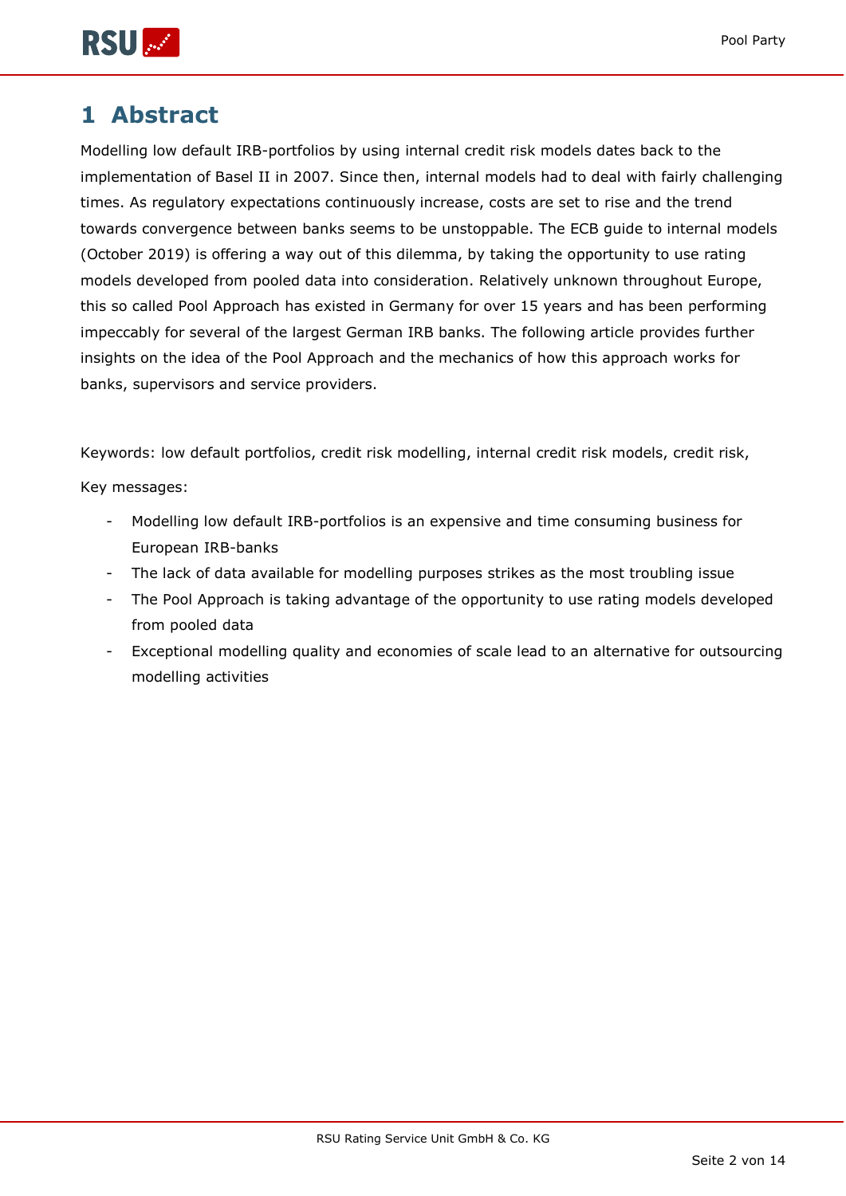# 1 Abstract

Modelling low default IRB-portfolios by using internal credit risk models dates back to the implementation of Basel II in 2007. Since then, internal models had to deal with fairly challenging times. As regulatory expectations continuously increase, costs are set to rise and the trend towards convergence between banks seems to be unstoppable. The ECB guide to internal models (October 2019) is offering a way out of this dilemma, by taking the opportunity to use rating models developed from pooled data into consideration. Relatively unknown throughout Europe, this so called Pool Approach has existed in Germany for over 15 years and has been performing impeccably for several of the largest German IRB banks. The following article provides further insights on the idea of the Pool Approach and the mechanics of how this approach works for banks, supervisors and service providers.

Keywords: low default portfolios, credit risk modelling, internal credit risk models, credit risk,

Key messages:

- Modelling low default IRB-portfolios is an expensive and time consuming business for European IRB-banks
- The lack of data available for modelling purposes strikes as the most troubling issue
- The Pool Approach is taking advantage of the opportunity to use rating models developed from pooled data
- Exceptional modelling quality and economies of scale lead to an alternative for outsourcing modelling activities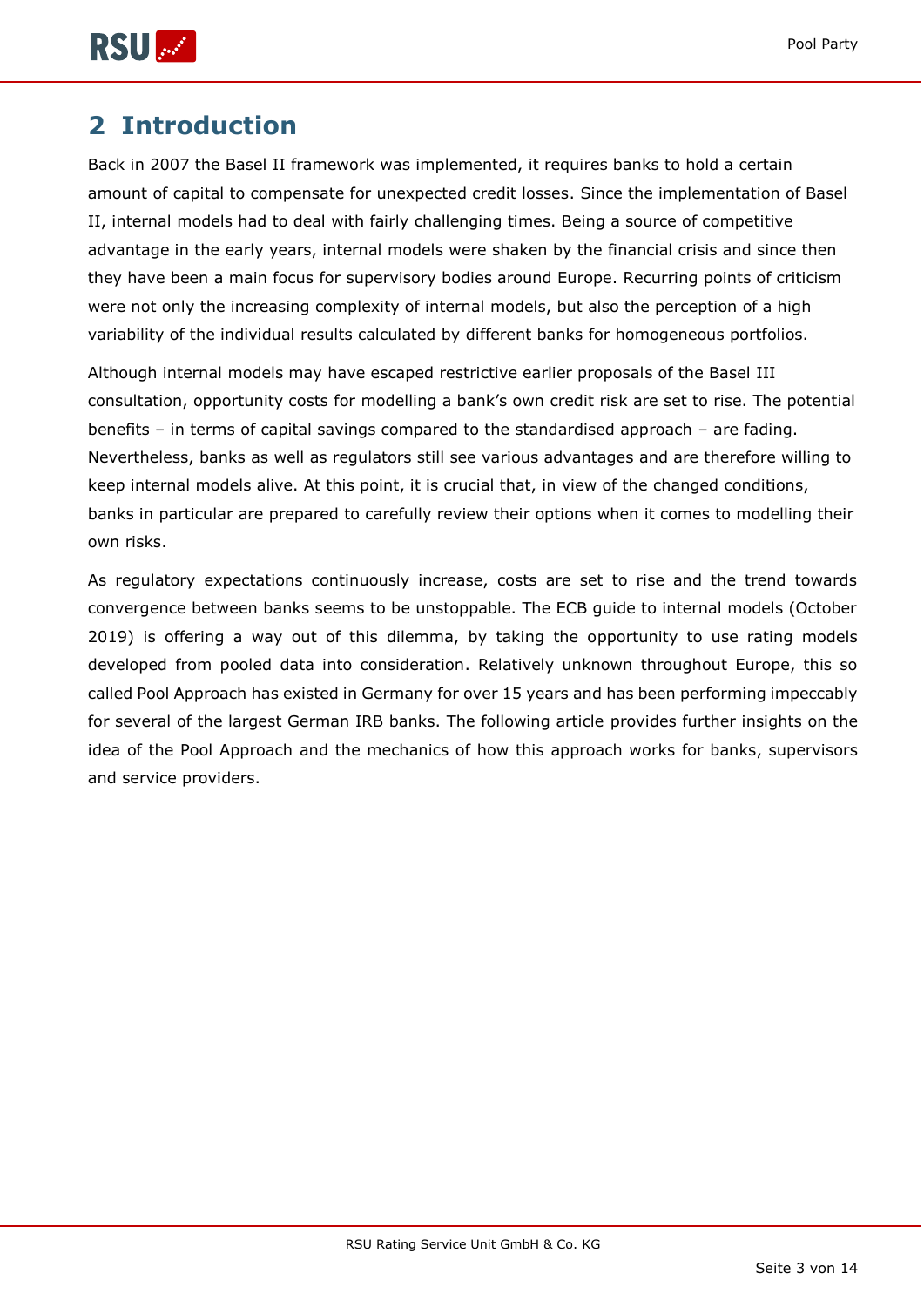## 2 Introduction

Back in 2007 the Basel II framework was implemented, it requires banks to hold a certain amount of capital to compensate for unexpected credit losses. Since the implementation of Basel II, internal models had to deal with fairly challenging times. Being a source of competitive advantage in the early years, internal models were shaken by the financial crisis and since then they have been a main focus for supervisory bodies around Europe. Recurring points of criticism were not only the increasing complexity of internal models, but also the perception of a high variability of the individual results calculated by different banks for homogeneous portfolios.

Although internal models may have escaped restrictive earlier proposals of the Basel III consultation, opportunity costs for modelling a bank's own credit risk are set to rise. The potential benefits – in terms of capital savings compared to the standardised approach – are fading. Nevertheless, banks as well as regulators still see various advantages and are therefore willing to keep internal models alive. At this point, it is crucial that, in view of the changed conditions, banks in particular are prepared to carefully review their options when it comes to modelling their own risks.

As regulatory expectations continuously increase, costs are set to rise and the trend towards convergence between banks seems to be unstoppable. The ECB guide to internal models (October 2019) is offering a way out of this dilemma, by taking the opportunity to use rating models developed from pooled data into consideration. Relatively unknown throughout Europe, this so called Pool Approach has existed in Germany for over 15 years and has been performing impeccably for several of the largest German IRB banks. The following article provides further insights on the idea of the Pool Approach and the mechanics of how this approach works for banks, supervisors and service providers.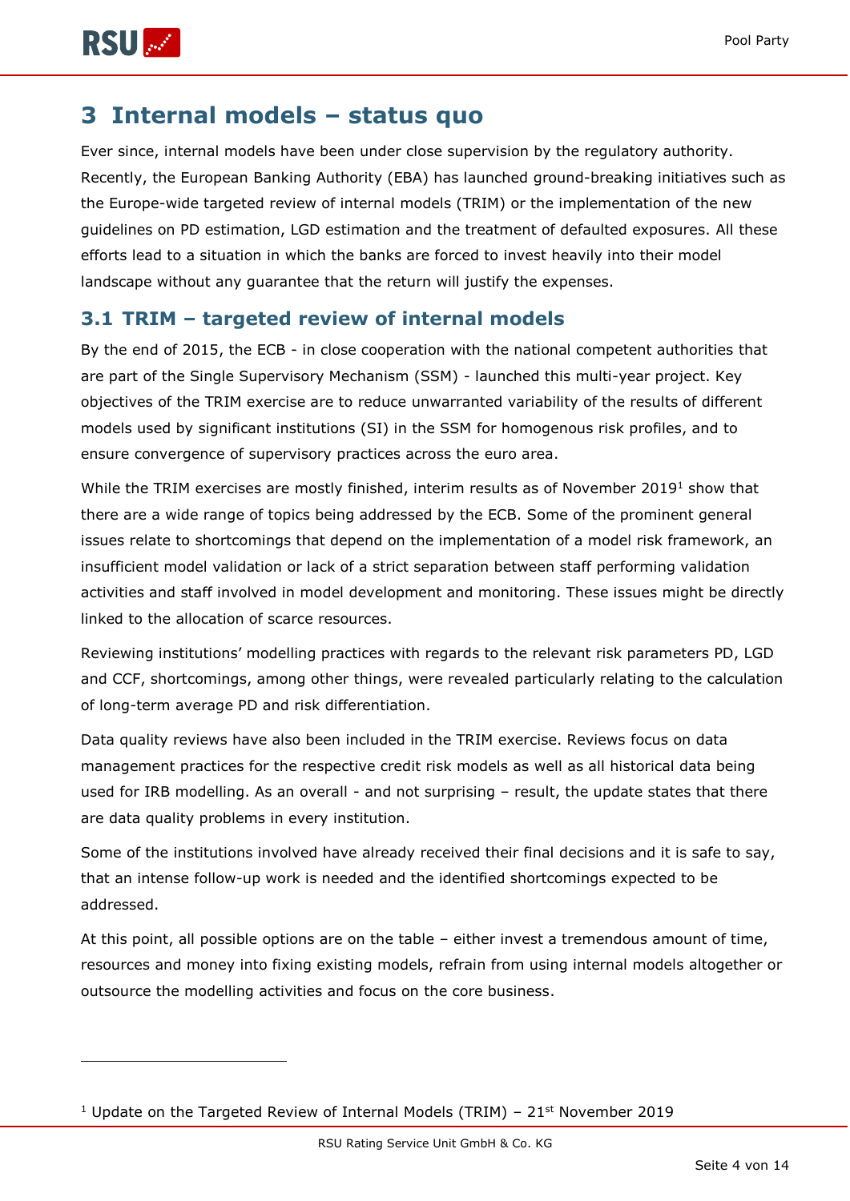# 3 Internal models – status quo

Ever since, internal models have been under close supervision by the regulatory authority. Recently, the European Banking Authority (EBA) has launched ground-breaking initiatives such as the Europe-wide targeted review of internal models (TRIM) or the implementation of the new guidelines on PD estimation, LGD estimation and the treatment of defaulted exposures. All these efforts lead to a situation in which the banks are forced to invest heavily into their model landscape without any guarantee that the return will justify the expenses.

## 3.1 TRIM – targeted review of internal models

By the end of 2015, the ECB - in close cooperation with the national competent authorities that are part of the Single Supervisory Mechanism (SSM) - launched this multi-year project. Key objectives of the TRIM exercise are to reduce unwarranted variability of the results of different models used by significant institutions (SI) in the SSM for homogenous risk profiles, and to ensure convergence of supervisory practices across the euro area.

While the TRIM exercises are mostly finished, interim results as of November 2019[1] show that there are a wide range of topics being addressed by the ECB. Some of the prominent general issues relate to shortcomings that depend on the implementation of a model risk framework, an insufficient model validation or lack of a strict separation between staff performing validation activities and staff involved in model development and monitoring. These issues might be directly linked to the allocation of scarce resources.

Reviewing institutions' modelling practices with regards to the relevant risk parameters PD, LGD and CCF, shortcomings, among other things, were revealed particularly relating to the calculation of long-term average PD and risk differentiation.

Data quality reviews have also been included in the TRIM exercise. Reviews focus on data management practices for the respective credit risk models as well as all historical data being used for IRB modelling. As an overall - and not surprising – result, the update states that there are data quality problems in every institution.

Some of the institutions involved have already received their final decisions and it is safe to say, that an intense follow-up work is needed and the identified shortcomings expected to be addressed.

At this point, all possible options are on the table – either invest a tremendous amount of time, resources and money into fixing existing models, refrain from using internal models altogether or outsource the modelling activities and focus on the core business.

---

[1] Update on the Targeted Review of Internal Models (TRIM) – 21st November 2019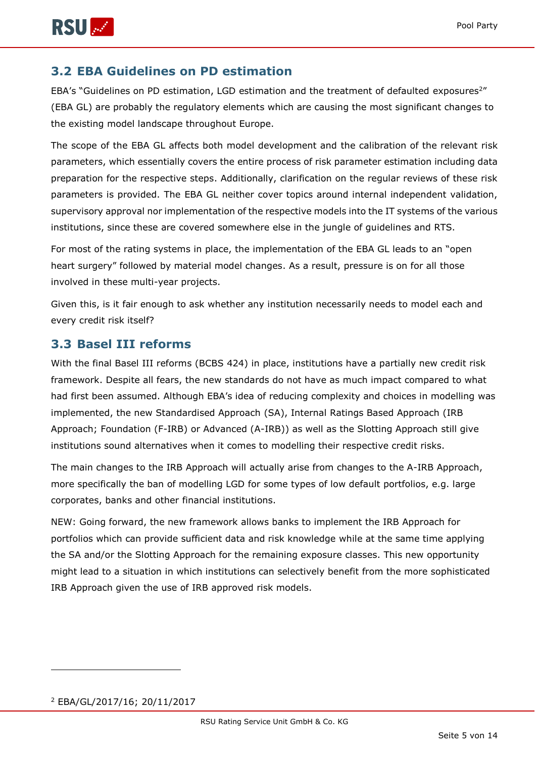## 3.2 EBA Guidelines on PD estimation

EBA's "Guidelines on PD estimation, LGD estimation and the treatment of defaulted exposures[2]" (EBA GL) are probably the regulatory elements which are causing the most significant changes to the existing model landscape throughout Europe.

The scope of the EBA GL affects both model development and the calibration of the relevant risk parameters, which essentially covers the entire process of risk parameter estimation including data preparation for the respective steps. Additionally, clarification on the regular reviews of these risk parameters is provided. The EBA GL neither cover topics around internal independent validation, supervisory approval nor implementation of the respective models into the IT systems of the various institutions, since these are covered somewhere else in the jungle of guidelines and RTS.

For most of the rating systems in place, the implementation of the EBA GL leads to an "open heart surgery" followed by material model changes. As a result, pressure is on for all those involved in these multi-year projects.

Given this, is it fair enough to ask whether any institution necessarily needs to model each and every credit risk itself?

## 3.3 Basel III reforms

With the final Basel III reforms (BCBS 424) in place, institutions have a partially new credit risk framework. Despite all fears, the new standards do not have as much impact compared to what had first been assumed. Although EBA's idea of reducing complexity and choices in modelling was implemented, the new Standardised Approach (SA), Internal Ratings Based Approach (IRB Approach; Foundation (F-IRB) or Advanced (A-IRB)) as well as the Slotting Approach still give institutions sound alternatives when it comes to modelling their respective credit risks.

The main changes to the IRB Approach will actually arise from changes to the A-IRB Approach, more specifically the ban of modelling LGD for some types of low default portfolios, e.g. large corporates, banks and other financial institutions.

NEW: Going forward, the new framework allows banks to implement the IRB Approach for portfolios which can provide sufficient data and risk knowledge while at the same time applying the SA and/or the Slotting Approach for the remaining exposure classes. This new opportunity might lead to a situation in which institutions can selectively benefit from the more sophisticated IRB Approach given the use of IRB approved risk models.

---

[2] EBA/GL/2017/16; 20/11/2017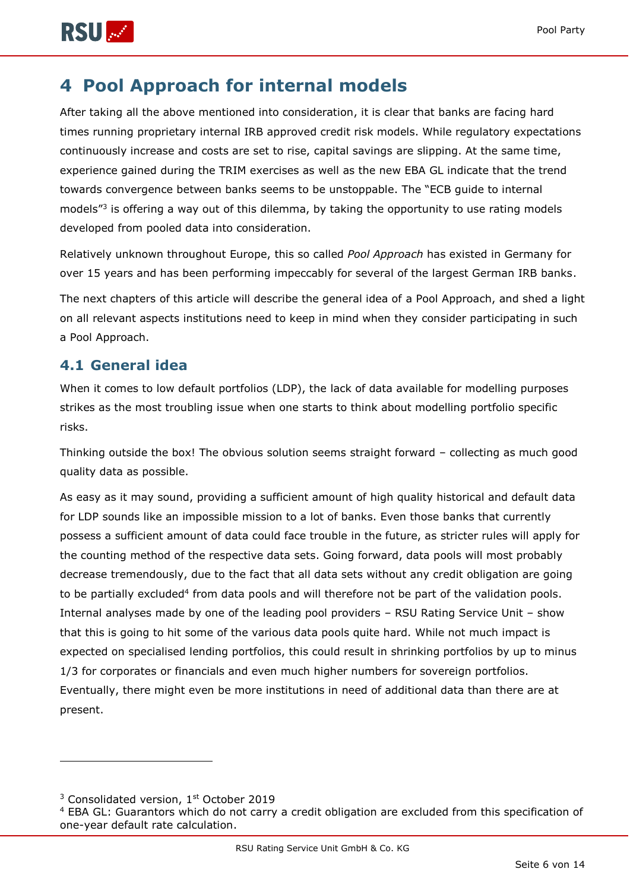# 4 Pool Approach for internal models

After taking all the above mentioned into consideration, it is clear that banks are facing hard times running proprietary internal IRB approved credit risk models. While regulatory expectations continuously increase and costs are set to rise, capital savings are slipping. At the same time, experience gained during the TRIM exercises as well as the new EBA GL indicate that the trend towards convergence between banks seems to be unstoppable. The "ECB guide to internal models"[3] is offering a way out of this dilemma, by taking the opportunity to use rating models developed from pooled data into consideration.

Relatively unknown throughout Europe, this so called *Pool Approach* has existed in Germany for over 15 years and has been performing impeccably for several of the largest German IRB banks.

The next chapters of this article will describe the general idea of a Pool Approach, and shed a light on all relevant aspects institutions need to keep in mind when they consider participating in such a Pool Approach.

## 4.1 General idea

When it comes to low default portfolios (LDP), the lack of data available for modelling purposes strikes as the most troubling issue when one starts to think about modelling portfolio specific risks.

Thinking outside the box! The obvious solution seems straight forward – collecting as much good quality data as possible.

As easy as it may sound, providing a sufficient amount of high quality historical and default data for LDP sounds like an impossible mission to a lot of banks. Even those banks that currently possess a sufficient amount of data could face trouble in the future, as stricter rules will apply for the counting method of the respective data sets. Going forward, data pools will most probably decrease tremendously, due to the fact that all data sets without any credit obligation are going to be partially excluded[4] from data pools and will therefore not be part of the validation pools. Internal analyses made by one of the leading pool providers – RSU Rating Service Unit – show that this is going to hit some of the various data pools quite hard. While not much impact is expected on specialised lending portfolios, this could result in shrinking portfolios by up to minus 1/3 for corporates or financials and even much higher numbers for sovereign portfolios. Eventually, there might even be more institutions in need of additional data than there are at present.

---

[3] Consolidated version, 1st October 2019

[4] EBA GL: Guarantors which do not carry a credit obligation are excluded from this specification of one-year default rate calculation.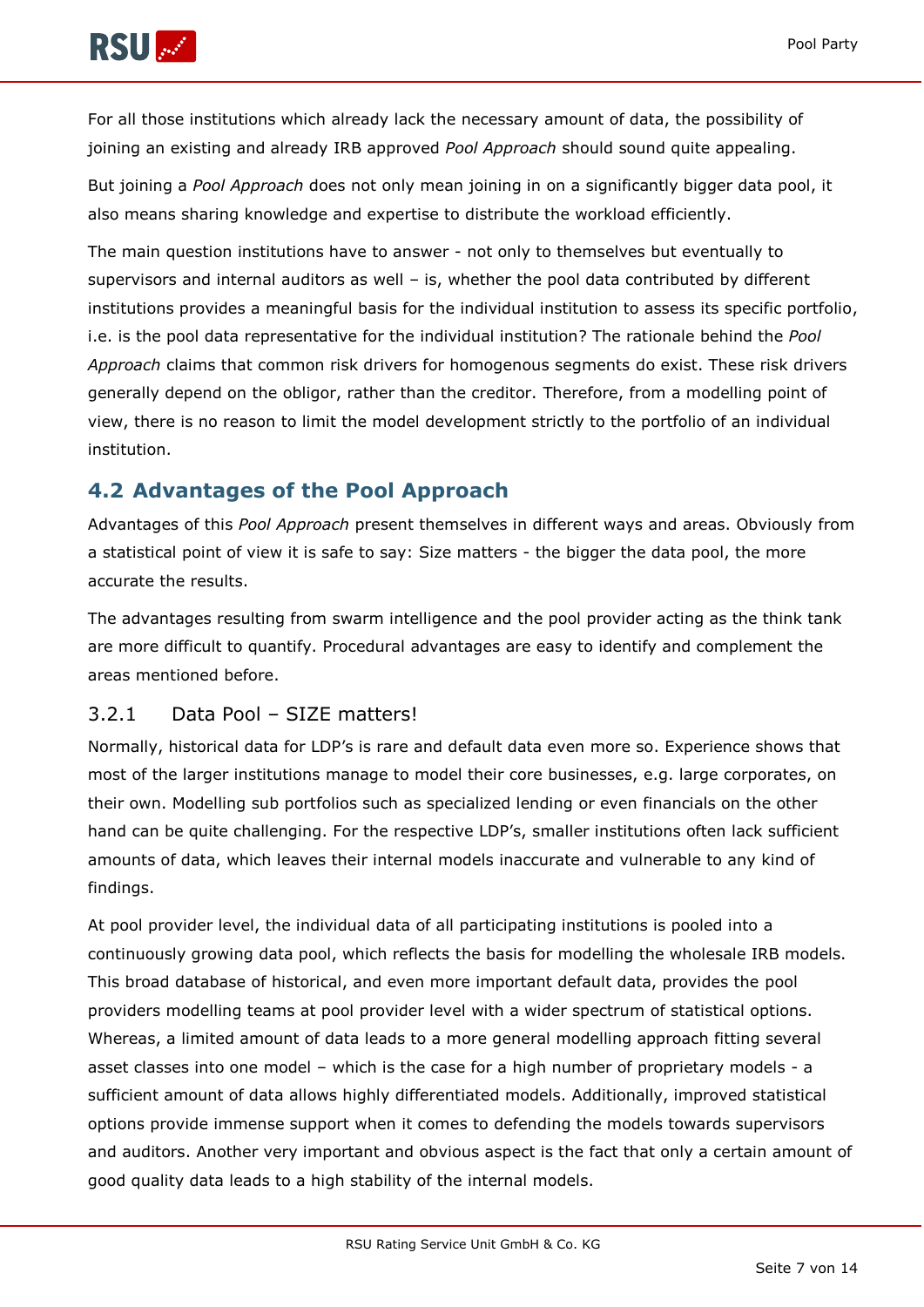For all those institutions which already lack the necessary amount of data, the possibility of joining an existing and already IRB approved *Pool Approach* should sound quite appealing.

But joining a *Pool Approach* does not only mean joining in on a significantly bigger data pool, it also means sharing knowledge and expertise to distribute the workload efficiently.

The main question institutions have to answer - not only to themselves but eventually to supervisors and internal auditors as well – is, whether the pool data contributed by different institutions provides a meaningful basis for the individual institution to assess its specific portfolio, i.e. is the pool data representative for the individual institution? The rationale behind the *Pool Approach* claims that common risk drivers for homogenous segments do exist. These risk drivers generally depend on the obligor, rather than the creditor. Therefore, from a modelling point of view, there is no reason to limit the model development strictly to the portfolio of an individual institution.

## 4.2 Advantages of the Pool Approach

Advantages of this *Pool Approach* present themselves in different ways and areas. Obviously from a statistical point of view it is safe to say: Size matters - the bigger the data pool, the more accurate the results.

The advantages resulting from swarm intelligence and the pool provider acting as the think tank are more difficult to quantify. Procedural advantages are easy to identify and complement the areas mentioned before.

### 3.2.1 Data Pool – SIZE matters!

Normally, historical data for LDP's is rare and default data even more so. Experience shows that most of the larger institutions manage to model their core businesses, e.g. large corporates, on their own. Modelling sub portfolios such as specialized lending or even financials on the other hand can be quite challenging. For the respective LDP's, smaller institutions often lack sufficient amounts of data, which leaves their internal models inaccurate and vulnerable to any kind of findings.

At pool provider level, the individual data of all participating institutions is pooled into a continuously growing data pool, which reflects the basis for modelling the wholesale IRB models. This broad database of historical, and even more important default data, provides the pool providers modelling teams at pool provider level with a wider spectrum of statistical options. Whereas, a limited amount of data leads to a more general modelling approach fitting several asset classes into one model – which is the case for a high number of proprietary models - a sufficient amount of data allows highly differentiated models. Additionally, improved statistical options provide immense support when it comes to defending the models towards supervisors and auditors. Another very important and obvious aspect is the fact that only a certain amount of good quality data leads to a high stability of the internal models.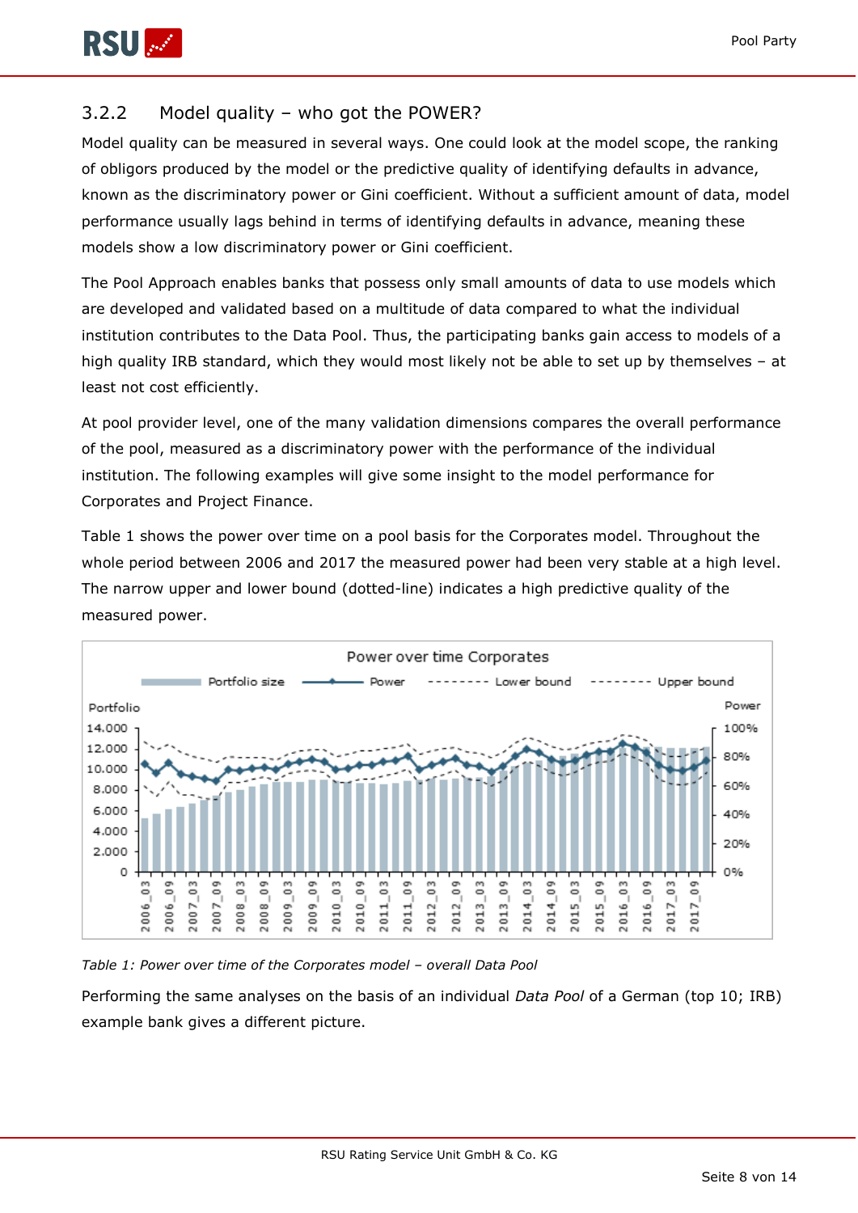### 3.2.2 Model quality – who got the POWER?

Model quality can be measured in several ways. One could look at the model scope, the ranking of obligors produced by the model or the predictive quality of identifying defaults in advance, known as the discriminatory power or Gini coefficient. Without a sufficient amount of data, model performance usually lags behind in terms of identifying defaults in advance, meaning these models show a low discriminatory power or Gini coefficient.

The Pool Approach enables banks that possess only small amounts of data to use models which are developed and validated based on a multitude of data compared to what the individual institution contributes to the Data Pool. Thus, the participating banks gain access to models of a high quality IRB standard, which they would most likely not be able to set up by themselves – at least not cost efficiently.

At pool provider level, one of the many validation dimensions compares the overall performance of the pool, measured as a discriminatory power with the performance of the individual institution. The following examples will give some insight to the model performance for Corporates and Project Finance.

Table 1 shows the power over time on a pool basis for the Corporates model. Throughout the whole period between 2006 and 2017 the measured power had been very stable at a high level. The narrow upper and lower bound (dotted-line) indicates a high predictive quality of the measured power.

*Table 1: Power over time of the Corporates model – overall Data Pool*

Performing the same analyses on the basis of an individual *Data Pool* of a German (top 10; IRB) example bank gives a different picture.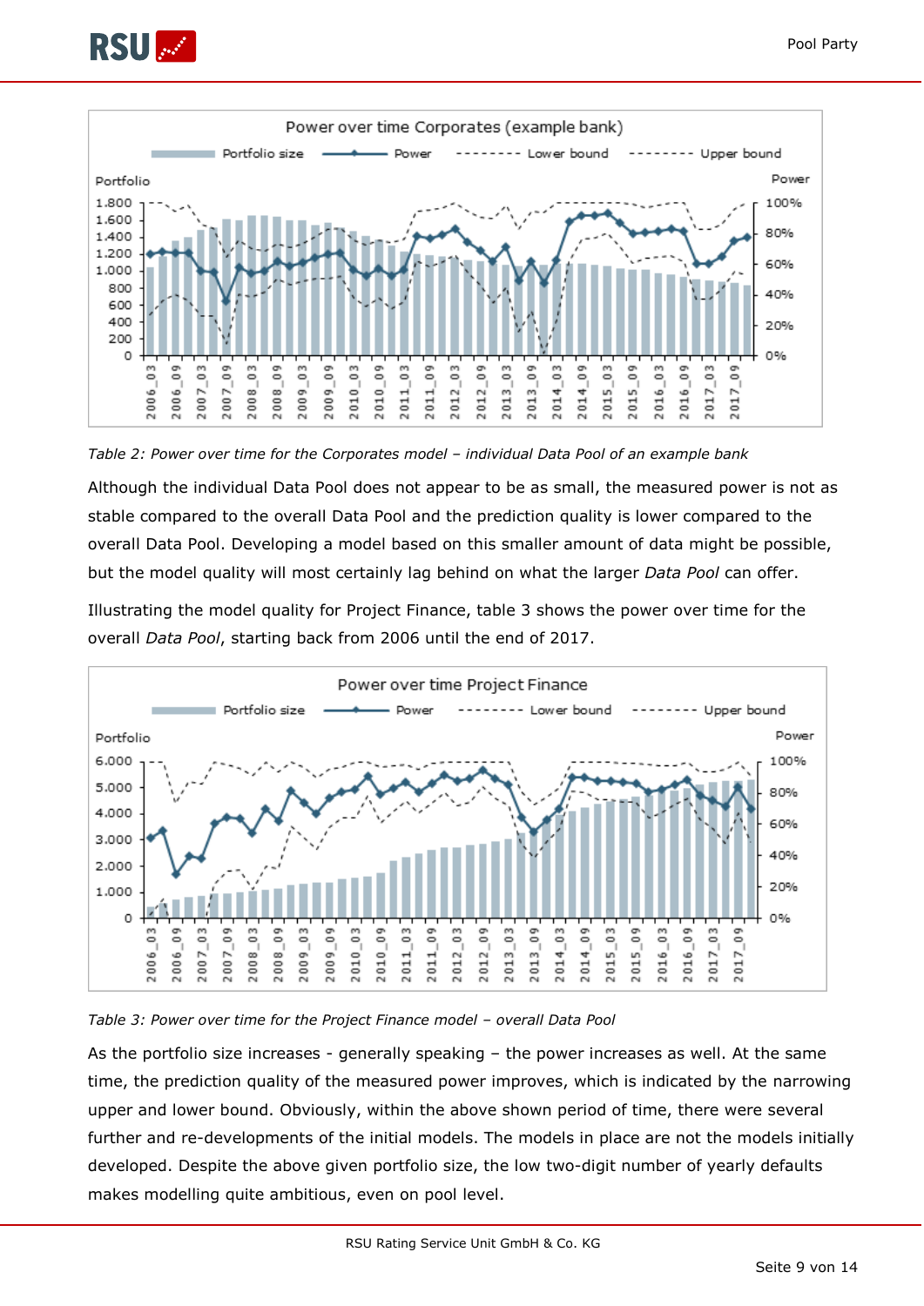Table 2: *Power over time for the Corporates model – individual Data Pool of an example bank*

Although the individual Data Pool does not appear to be as small, the measured power is not as stable compared to the overall Data Pool and the prediction quality is lower compared to the overall Data Pool. Developing a model based on this smaller amount of data might be possible, but the model quality will most certainly lag behind on what the larger *Data Pool* can offer.

Illustrating the model quality for Project Finance, table 3 shows the power over time for the overall *Data Pool*, starting back from 2006 until the end of 2017.

*Table 3: Power over time for the Project Finance model – overall Data Pool*

As the portfolio size increases - generally speaking – the power increases as well. At the same time, the prediction quality of the measured power improves, which is indicated by the narrowing upper and lower bound. Obviously, within the above shown period of time, there were several further and re-developments of the initial models. The models in place are not the models initially developed. Despite the above given portfolio size, the low two-digit number of yearly defaults makes modelling quite ambitious, even on pool level.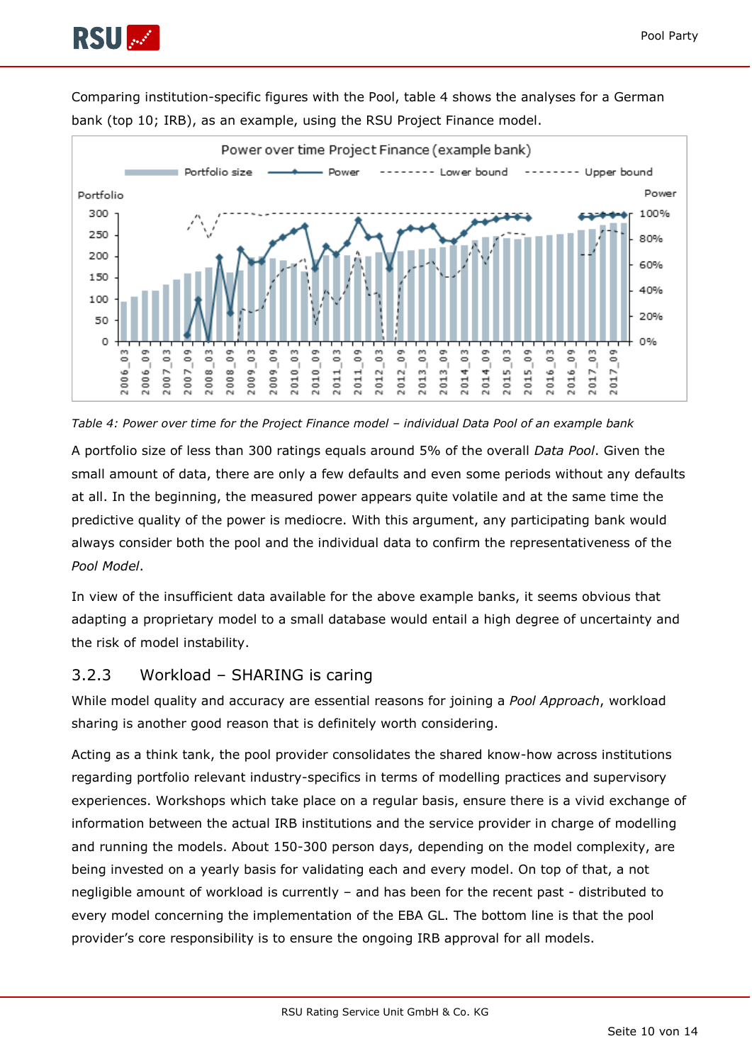Comparing institution-specific figures with the Pool, table 4 shows the analyses for a German bank (top 10; IRB), as an example, using the RSU Project Finance model.

*Table 4: Power over time for the Project Finance model – individual Data Pool of an example bank*

A portfolio size of less than 300 ratings equals around 5% of the overall *Data Pool*. Given the small amount of data, there are only a few defaults and even some periods without any defaults at all. In the beginning, the measured power appears quite volatile and at the same time the predictive quality of the power is mediocre. With this argument, any participating bank would always consider both the pool and the individual data to confirm the representativeness of the *Pool Model*.

In view of the insufficient data available for the above example banks, it seems obvious that adapting a proprietary model to a small database would entail a high degree of uncertainty and the risk of model instability.

### 3.2.3 Workload – SHARING is caring

While model quality and accuracy are essential reasons for joining a *Pool Approach*, workload sharing is another good reason that is definitely worth considering.

Acting as a think tank, the pool provider consolidates the shared know-how across institutions regarding portfolio relevant industry-specifics in terms of modelling practices and supervisory experiences. Workshops which take place on a regular basis, ensure there is a vivid exchange of information between the actual IRB institutions and the service provider in charge of modelling and running the models. About 150-300 person days, depending on the model complexity, are being invested on a yearly basis for validating each and every model. On top of that, a not negligible amount of workload is currently – and has been for the recent past - distributed to every model concerning the implementation of the EBA GL. The bottom line is that the pool provider's core responsibility is to ensure the ongoing IRB approval for all models.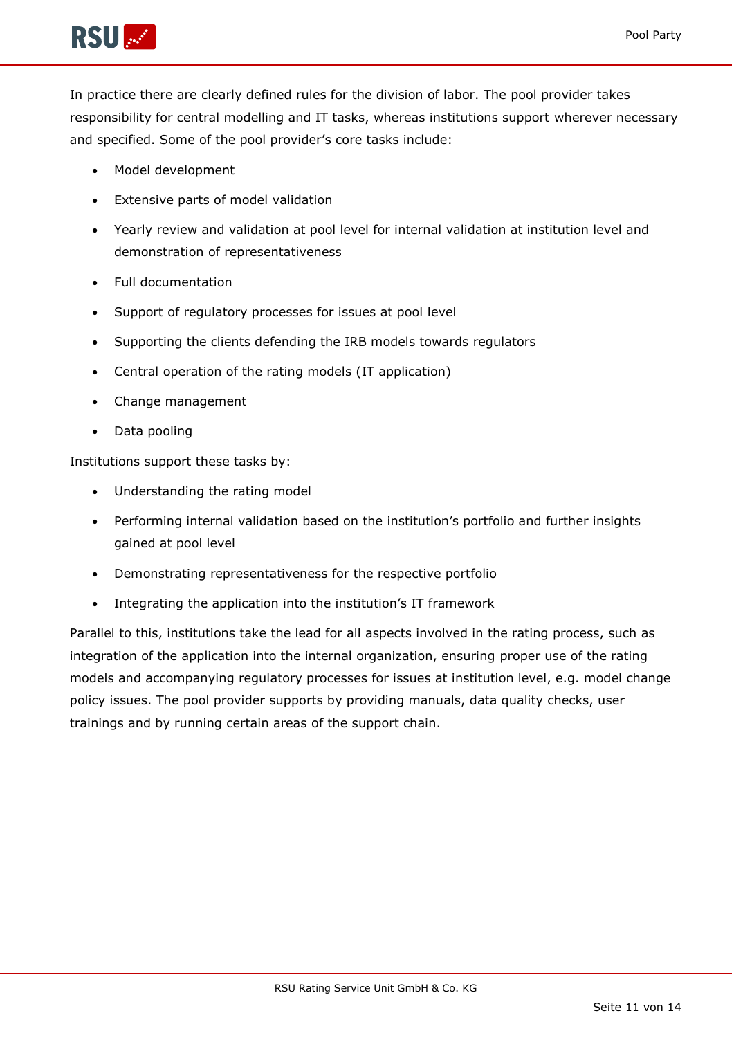In practice there are clearly defined rules for the division of labor. The pool provider takes responsibility for central modelling and IT tasks, whereas institutions support wherever necessary and specified. Some of the pool provider's core tasks include:

- Model development
- Extensive parts of model validation
- Yearly review and validation at pool level for internal validation at institution level and demonstration of representativeness
- Full documentation
- Support of regulatory processes for issues at pool level
- Supporting the clients defending the IRB models towards regulators
- Central operation of the rating models (IT application)
- Change management
- Data pooling

Institutions support these tasks by:

- Understanding the rating model
- Performing internal validation based on the institution's portfolio and further insights gained at pool level
- Demonstrating representativeness for the respective portfolio
- Integrating the application into the institution's IT framework

Parallel to this, institutions take the lead for all aspects involved in the rating process, such as integration of the application into the internal organization, ensuring proper use of the rating models and accompanying regulatory processes for issues at institution level, e.g. model change policy issues. The pool provider supports by providing manuals, data quality checks, user trainings and by running certain areas of the support chain.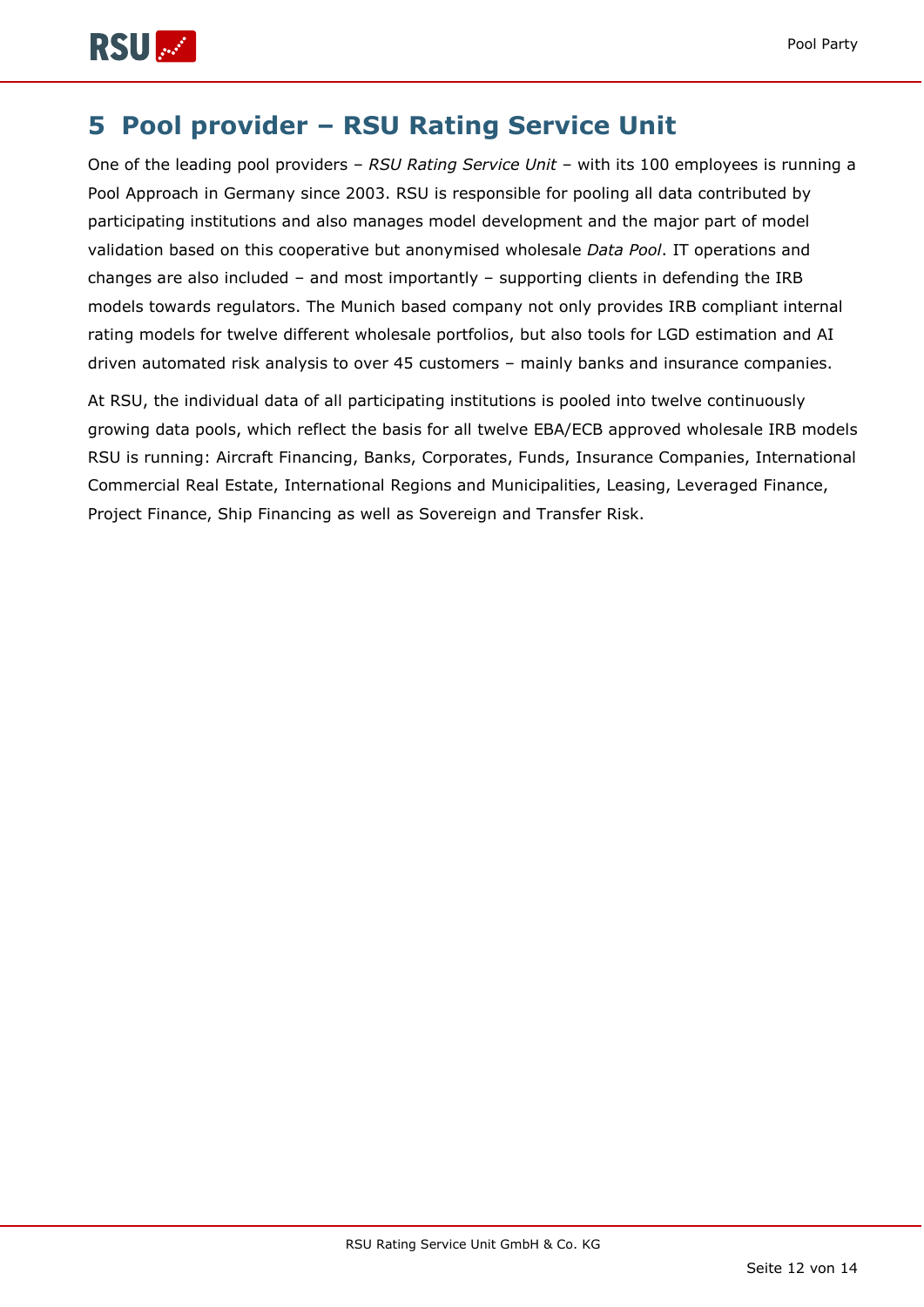# 5 Pool provider – RSU Rating Service Unit

One of the leading pool providers – *RSU Rating Service Unit* – with its 100 employees is running a Pool Approach in Germany since 2003. RSU is responsible for pooling all data contributed by participating institutions and also manages model development and the major part of model validation based on this cooperative but anonymised wholesale *Data Pool*. IT operations and changes are also included – and most importantly – supporting clients in defending the IRB models towards regulators. The Munich based company not only provides IRB compliant internal rating models for twelve different wholesale portfolios, but also tools for LGD estimation and AI driven automated risk analysis to over 45 customers – mainly banks and insurance companies.

At RSU, the individual data of all participating institutions is pooled into twelve continuously growing data pools, which reflect the basis for all twelve EBA/ECB approved wholesale IRB models RSU is running: Aircraft Financing, Banks, Corporates, Funds, Insurance Companies, International Commercial Real Estate, International Regions and Municipalities, Leasing, Leveraged Finance, Project Finance, Ship Financing as well as Sovereign and Transfer Risk.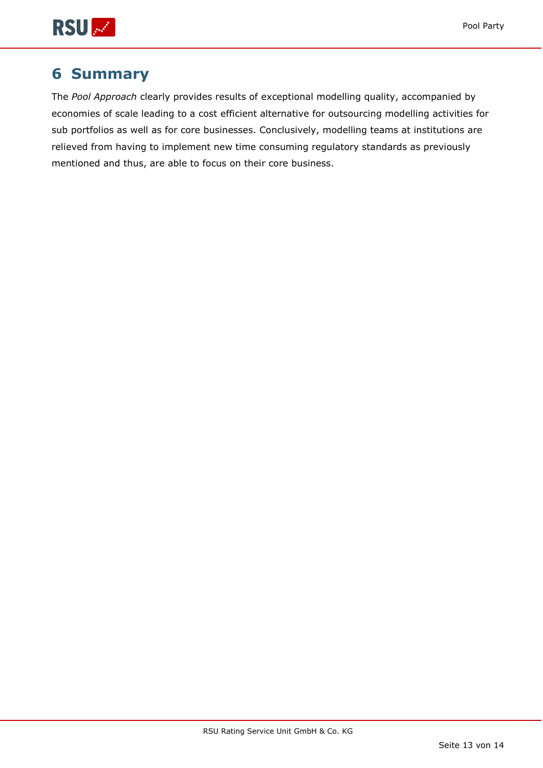# 6 Summary

The *Pool Approach* clearly provides results of exceptional modelling quality, accompanied by economies of scale leading to a cost efficient alternative for outsourcing modelling activities for sub portfolios as well as for core businesses. Conclusively, modelling teams at institutions are relieved from having to implement new time consuming regulatory standards as previously mentioned and thus, are able to focus on their core business.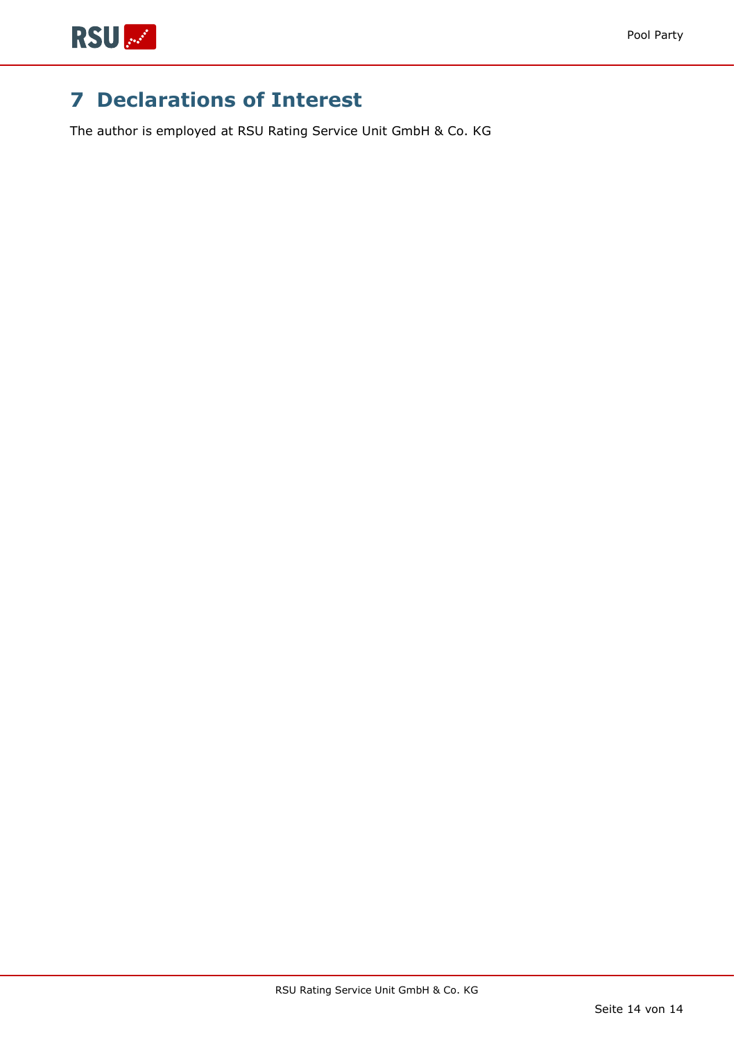# 7 Declarations of Interest

The author is employed at RSU Rating Service Unit GmbH & Co. KG